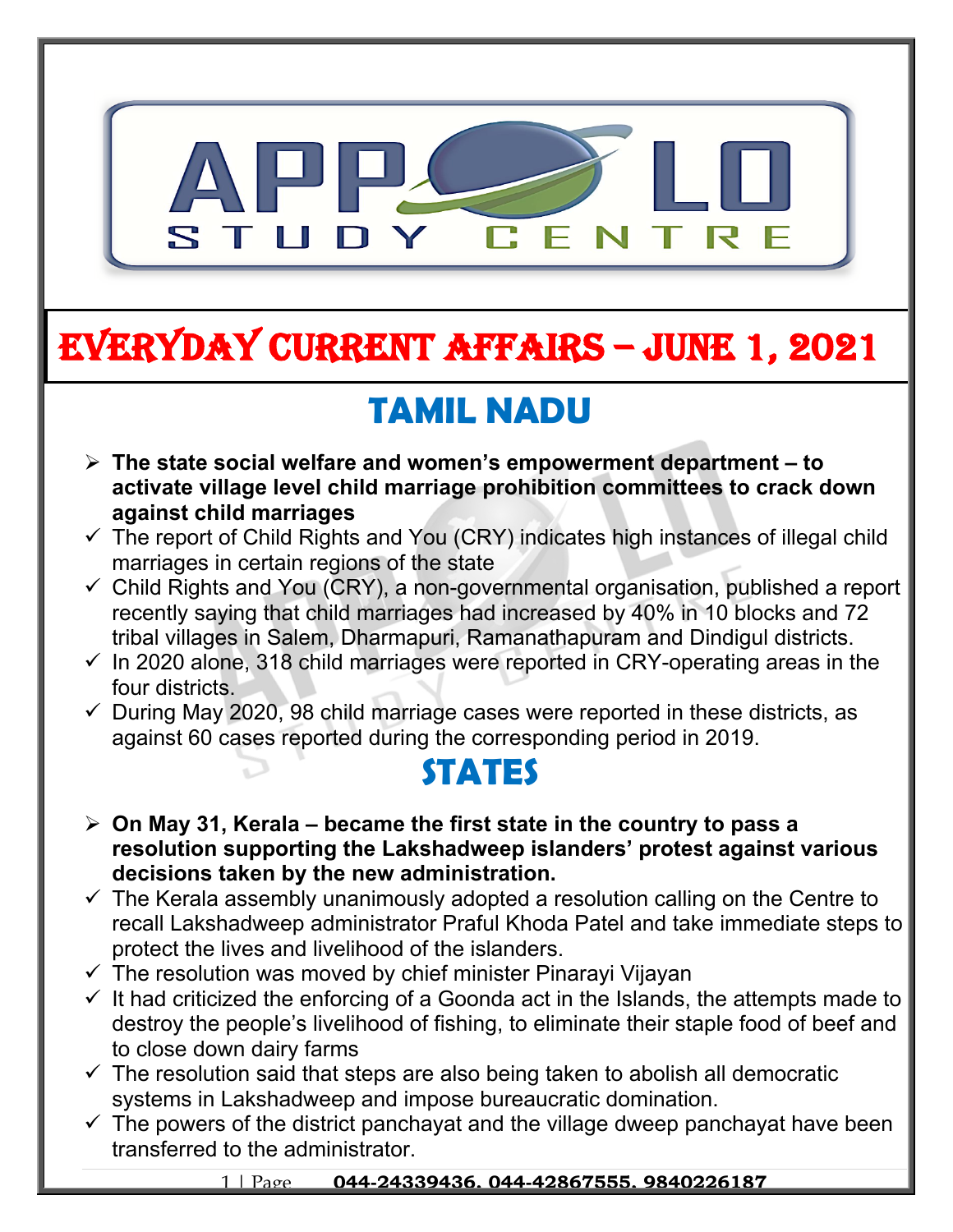# EVERYDAY CURRENT AFFAIRS – JUNE 1, 2021

## TAMIL NADU

- **The state social welfare and women's empowerment department – to activate village level child marriage prohibition committees to crack down against child marriages**
  - ✓ The report of Child Rights and You (CRY) indicates high instances of illegal child marriages in certain regions of the state
  - ✓ Child Rights and You (CRY), a non-governmental organisation, published a report recently saying that child marriages had increased by 40% in 10 blocks and 72 tribal villages in Salem, Dharmapuri, Ramanathapuram and Dindigul districts.
  - ✓ In 2020 alone, 318 child marriages were reported in CRY-operating areas in the four districts.
  - ✓ During May 2020, 98 child marriage cases were reported in these districts, as against 60 cases reported during the corresponding period in 2019.

## STATES

- **On May 31, Kerala – became the first state in the country to pass a resolution supporting the Lakshadweep islanders' protest against various decisions taken by the new administration.**
  - ✓ The Kerala assembly unanimously adopted a resolution calling on the Centre to recall Lakshadweep administrator Praful Khoda Patel and take immediate steps to protect the lives and livelihood of the islanders.
  - ✓ The resolution was moved by chief minister Pinarayi Vijayan
  - ✓ It had criticized the enforcing of a Goonda act in the Islands, the attempts made to destroy the people's livelihood of fishing, to eliminate their staple food of beef and to close down dairy farms
  - ✓ The resolution said that steps are also being taken to abolish all democratic systems in Lakshadweep and impose bureaucratic domination.
  - ✓ The powers of the district panchayat and the village dweep panchayat have been transferred to the administrator.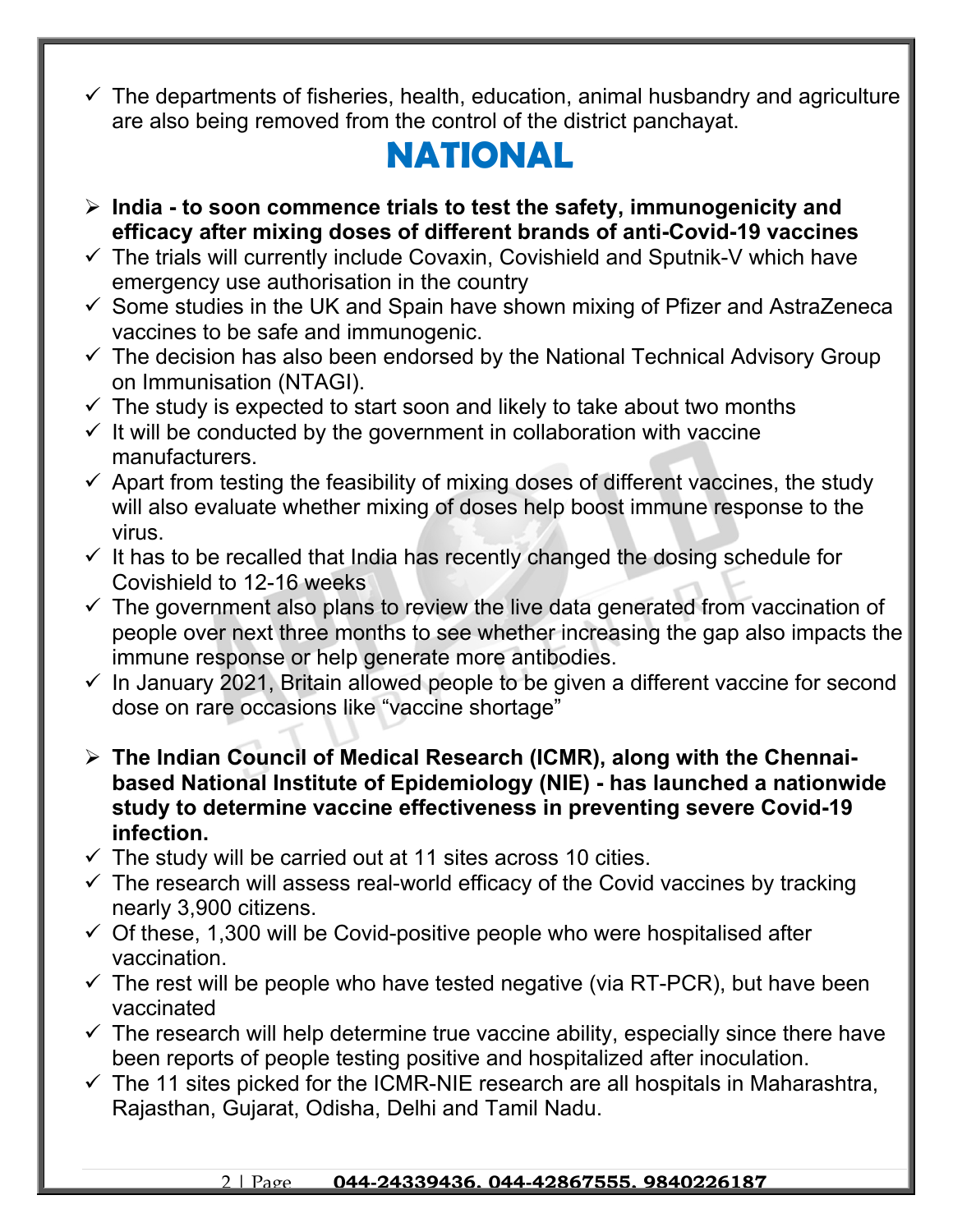- ✓ The departments of fisheries, health, education, animal husbandry and agriculture are also being removed from the control of the district panchayat.

# NATIONAL

- **India - to soon commence trials to test the safety, immunogenicity and efficacy after mixing doses of different brands of anti-Covid-19 vaccines**
- ✓ The trials will currently include Covaxin, Covishield and Sputnik-V which have emergency use authorisation in the country
- ✓ Some studies in the UK and Spain have shown mixing of Pfizer and AstraZeneca vaccines to be safe and immunogenic.
- ✓ The decision has also been endorsed by the National Technical Advisory Group on Immunisation (NTAGI).
- ✓ The study is expected to start soon and likely to take about two months
- ✓ It will be conducted by the government in collaboration with vaccine manufacturers.
- ✓ Apart from testing the feasibility of mixing doses of different vaccines, the study will also evaluate whether mixing of doses help boost immune response to the virus.
- ✓ It has to be recalled that India has recently changed the dosing schedule for Covishield to 12-16 weeks
- ✓ The government also plans to review the live data generated from vaccination of people over next three months to see whether increasing the gap also impacts the immune response or help generate more antibodies.
- ✓ In January 2021, Britain allowed people to be given a different vaccine for second dose on rare occasions like "vaccine shortage"

- **The Indian Council of Medical Research (ICMR), along with the Chennai-based National Institute of Epidemiology (NIE) - has launched a nationwide study to determine vaccine effectiveness in preventing severe Covid-19 infection.**
- ✓ The study will be carried out at 11 sites across 10 cities.
- ✓ The research will assess real-world efficacy of the Covid vaccines by tracking nearly 3,900 citizens.
- ✓ Of these, 1,300 will be Covid-positive people who were hospitalised after vaccination.
- ✓ The rest will be people who have tested negative (via RT-PCR), but have been vaccinated
- ✓ The research will help determine true vaccine ability, especially since there have been reports of people testing positive and hospitalized after inoculation.
- ✓ The 11 sites picked for the ICMR-NIE research are all hospitals in Maharashtra, Rajasthan, Gujarat, Odisha, Delhi and Tamil Nadu.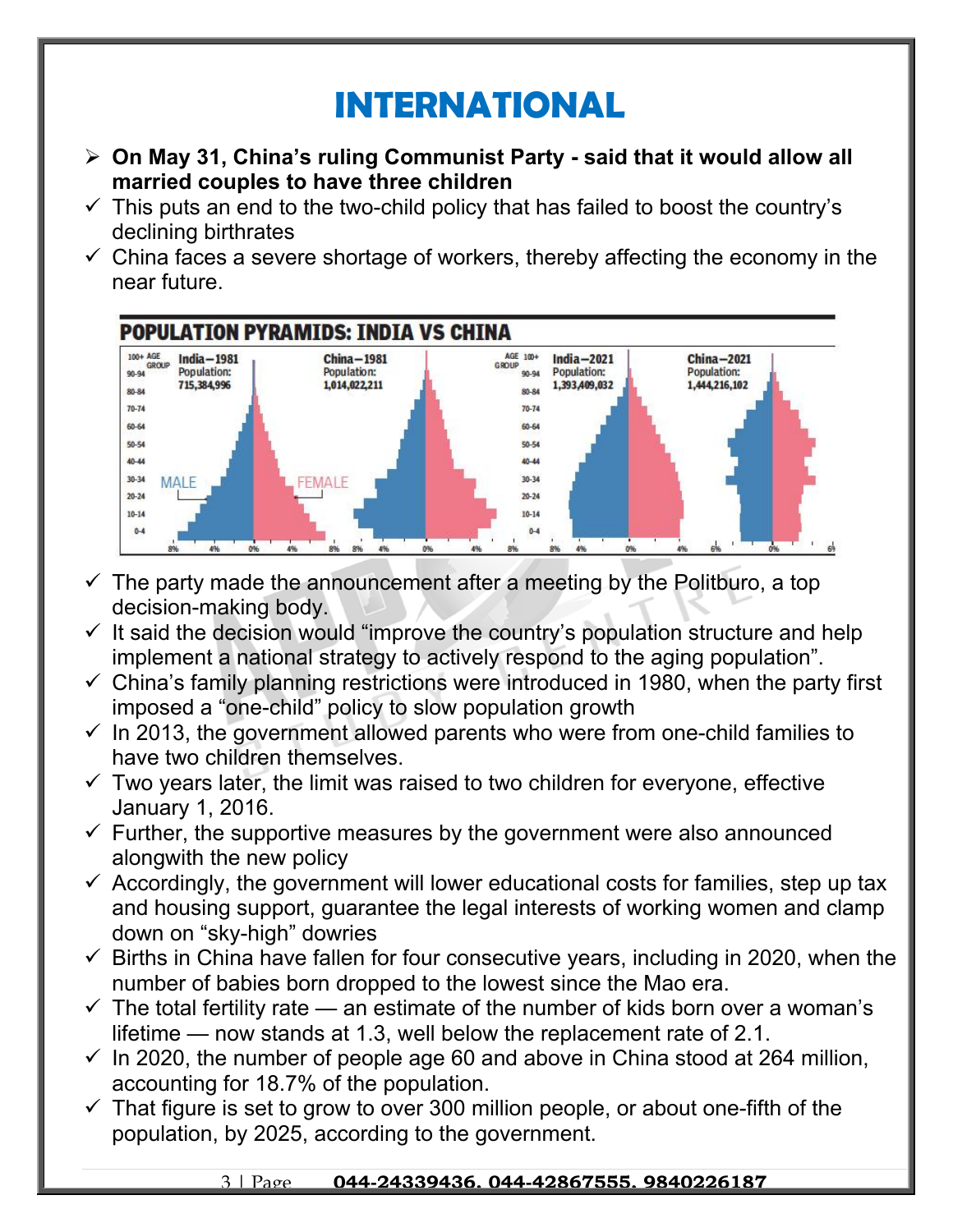# INTERNATIONAL

- **On May 31, China's ruling Communist Party - said that it would allow all married couples to have three children**
- ✓ This puts an end to the two-child policy that has failed to boost the country's declining birthrates
- ✓ China faces a severe shortage of workers, thereby affecting the economy in the near future.

**POPULATION PYRAMIDS: INDIA VS CHINA**

India–1981 Population: 715,384,996

China–1981 Population: 1,014,022,211

India–2021 Population: 1,393,409,032

China–2021 Population: 1,444,216,102

- ✓ The party made the announcement after a meeting by the Politburo, a top decision-making body.
- ✓ It said the decision would "improve the country's population structure and help implement a national strategy to actively respond to the aging population".
- ✓ China's family planning restrictions were introduced in 1980, when the party first imposed a "one-child" policy to slow population growth
- ✓ In 2013, the government allowed parents who were from one-child families to have two children themselves.
- ✓ Two years later, the limit was raised to two children for everyone, effective January 1, 2016.
- ✓ Further, the supportive measures by the government were also announced alongwith the new policy
- ✓ Accordingly, the government will lower educational costs for families, step up tax and housing support, guarantee the legal interests of working women and clamp down on "sky-high" dowries
- ✓ Births in China have fallen for four consecutive years, including in 2020, when the number of babies born dropped to the lowest since the Mao era.
- ✓ The total fertility rate — an estimate of the number of kids born over a woman's lifetime — now stands at 1.3, well below the replacement rate of 2.1.
- ✓ In 2020, the number of people age 60 and above in China stood at 264 million, accounting for 18.7% of the population.
- ✓ That figure is set to grow to over 300 million people, or about one-fifth of the population, by 2025, according to the government.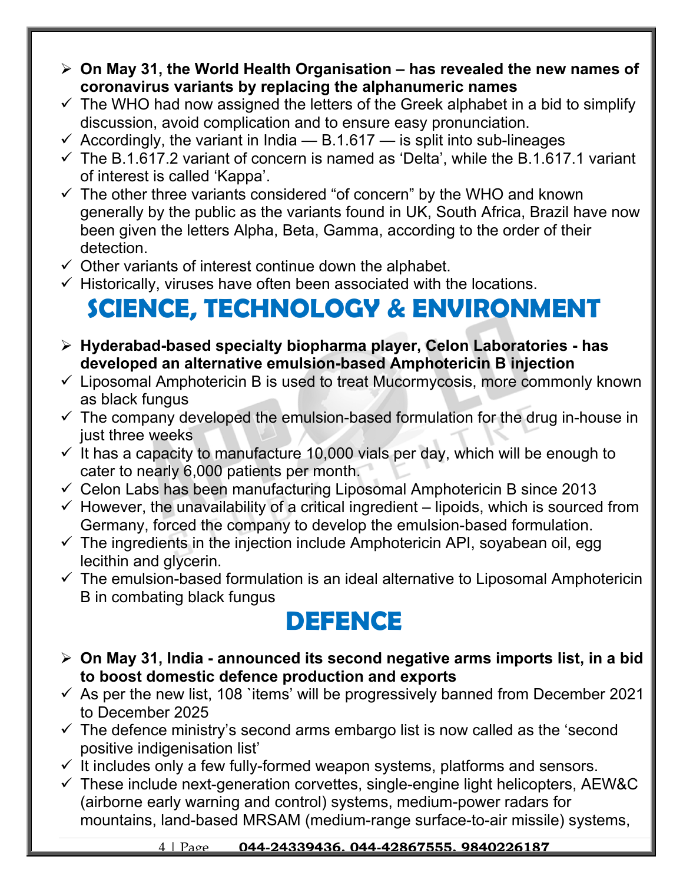- **On May 31, the World Health Organisation – has revealed the new names of coronavirus variants by replacing the alphanumeric names**
  - ✓ The WHO had now assigned the letters of the Greek alphabet in a bid to simplify discussion, avoid complication and to ensure easy pronunciation.
  - ✓ Accordingly, the variant in India — B.1.617 — is split into sub-lineages
  - ✓ The B.1.617.2 variant of concern is named as 'Delta', while the B.1.617.1 variant of interest is called 'Kappa'.
  - ✓ The other three variants considered "of concern" by the WHO and known generally by the public as the variants found in UK, South Africa, Brazil have now been given the letters Alpha, Beta, Gamma, according to the order of their detection.
  - ✓ Other variants of interest continue down the alphabet.
  - ✓ Historically, viruses have often been associated with the locations.

# SCIENCE, TECHNOLOGY & ENVIRONMENT

- **Hyderabad-based specialty biopharma player, Celon Laboratories - has developed an alternative emulsion-based Amphotericin B injection**
  - ✓ Liposomal Amphotericin B is used to treat Mucormycosis, more commonly known as black fungus
  - ✓ The company developed the emulsion-based formulation for the drug in-house in just three weeks
  - ✓ It has a capacity to manufacture 10,000 vials per day, which will be enough to cater to nearly 6,000 patients per month.
  - ✓ Celon Labs has been manufacturing Liposomal Amphotericin B since 2013
  - ✓ However, the unavailability of a critical ingredient – lipoids, which is sourced from Germany, forced the company to develop the emulsion-based formulation.
  - ✓ The ingredients in the injection include Amphotericin API, soyabean oil, egg lecithin and glycerin.
  - ✓ The emulsion-based formulation is an ideal alternative to Liposomal Amphotericin B in combating black fungus

# DEFENCE

- **On May 31, India - announced its second negative arms imports list, in a bid to boost domestic defence production and exports**
  - ✓ As per the new list, 108 `items' will be progressively banned from December 2021 to December 2025
  - ✓ The defence ministry's second arms embargo list is now called as the 'second positive indigenisation list'
  - ✓ It includes only a few fully-formed weapon systems, platforms and sensors.
  - ✓ These include next-generation corvettes, single-engine light helicopters, AEW&C (airborne early warning and control) systems, medium-power radars for mountains, land-based MRSAM (medium-range surface-to-air missile) systems,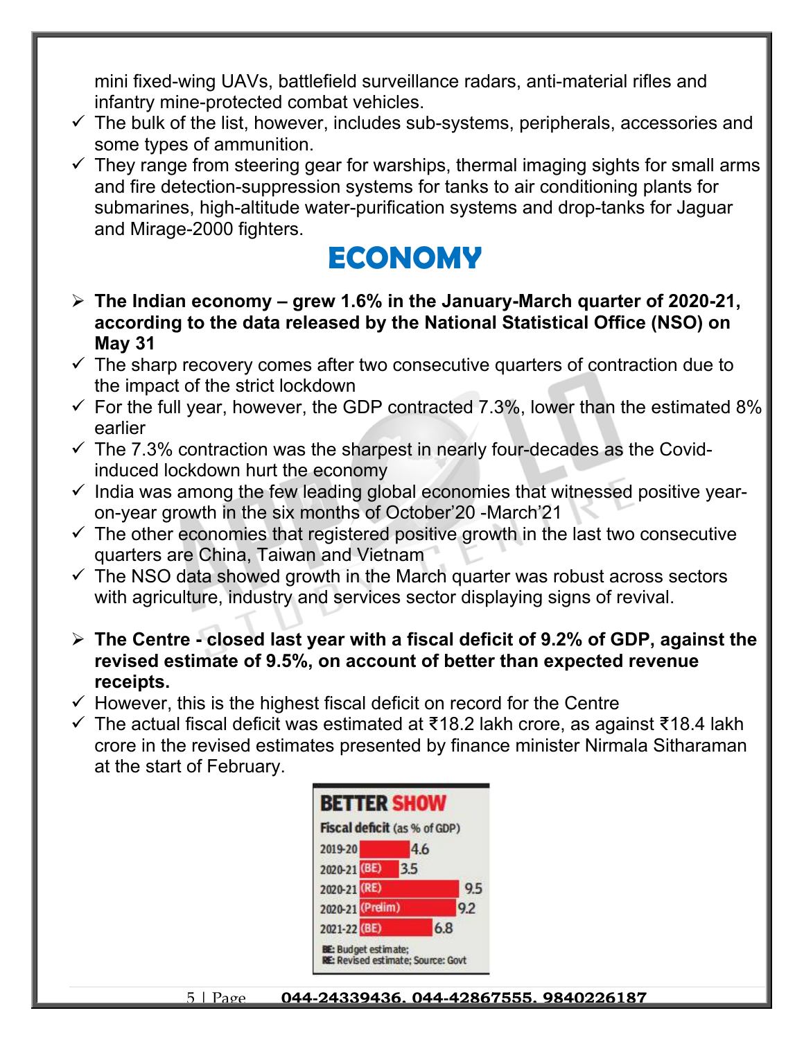mini fixed-wing UAVs, battlefield surveillance radars, anti-material rifles and infantry mine-protected combat vehicles.

- ✓ The bulk of the list, however, includes sub-systems, peripherals, accessories and some types of ammunition.
- ✓ They range from steering gear for warships, thermal imaging sights for small arms and fire detection-suppression systems for tanks to air conditioning plants for submarines, high-altitude water-purification systems and drop-tanks for Jaguar and Mirage-2000 fighters.

# ECONOMY

- ➢ **The Indian economy – grew 1.6% in the January-March quarter of 2020-21, according to the data released by the National Statistical Office (NSO) on May 31**
- ✓ The sharp recovery comes after two consecutive quarters of contraction due to the impact of the strict lockdown
- ✓ For the full year, however, the GDP contracted 7.3%, lower than the estimated 8% earlier
- ✓ The 7.3% contraction was the sharpest in nearly four-decades as the Covid-induced lockdown hurt the economy
- ✓ India was among the few leading global economies that witnessed positive year-on-year growth in the six months of October'20 -March'21
- ✓ The other economies that registered positive growth in the last two consecutive quarters are China, Taiwan and Vietnam
- ✓ The NSO data showed growth in the March quarter was robust across sectors with agriculture, industry and services sector displaying signs of revival.

- ➢ **The Centre - closed last year with a fiscal deficit of 9.2% of GDP, against the revised estimate of 9.5%, on account of better than expected revenue receipts.**
- ✓ However, this is the highest fiscal deficit on record for the Centre
- ✓ The actual fiscal deficit was estimated at ₹18.2 lakh crore, as against ₹18.4 lakh crore in the revised estimates presented by finance minister Nirmala Sitharaman at the start of February.

**BETTER SHOW**

**Fiscal deficit** (as % of GDP)

| Year | Fiscal deficit |
| --- | --- |
| 2019-20 | 4.6 |
| 2020-21 (BE) | 3.5 |
| 2020-21 (RE) | 9.5 |
| 2020-21 (Prelim) | 9.2 |
| 2021-22 (BE) | 6.8 |

BE: Budget estimate;
RE: Revised estimate; Source: Govt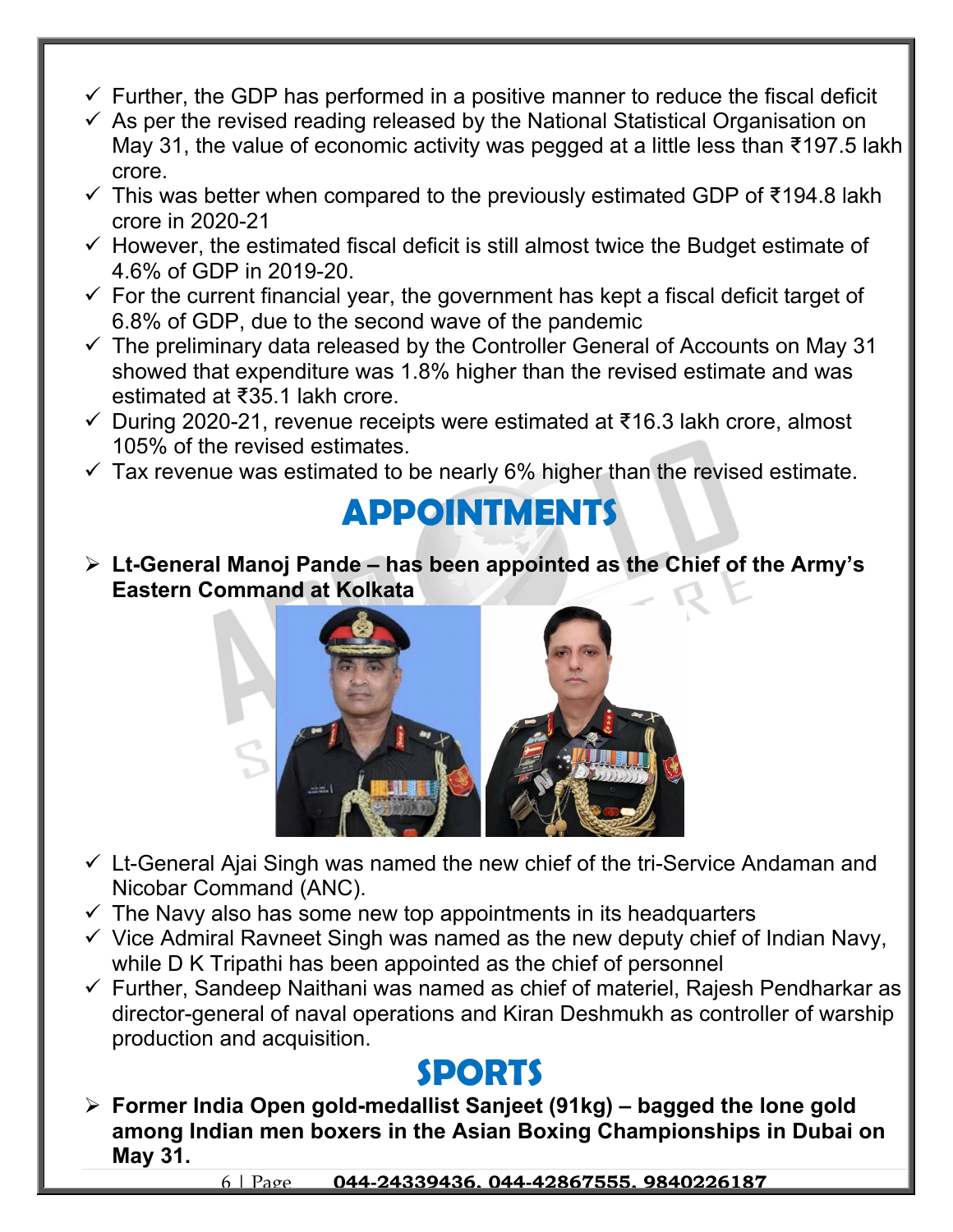- ✓ Further, the GDP has performed in a positive manner to reduce the fiscal deficit
- ✓ As per the revised reading released by the National Statistical Organisation on May 31, the value of economic activity was pegged at a little less than ₹197.5 lakh crore.
- ✓ This was better when compared to the previously estimated GDP of ₹194.8 lakh crore in 2020-21
- ✓ However, the estimated fiscal deficit is still almost twice the Budget estimate of 4.6% of GDP in 2019-20.
- ✓ For the current financial year, the government has kept a fiscal deficit target of 6.8% of GDP, due to the second wave of the pandemic
- ✓ The preliminary data released by the Controller General of Accounts on May 31 showed that expenditure was 1.8% higher than the revised estimate and was estimated at ₹35.1 lakh crore.
- ✓ During 2020-21, revenue receipts were estimated at ₹16.3 lakh crore, almost 105% of the revised estimates.
- ✓ Tax revenue was estimated to be nearly 6% higher than the revised estimate.

# APPOINTMENTS

- **Lt-General Manoj Pande – has been appointed as the Chief of the Army's Eastern Command at Kolkata**

- ✓ Lt-General Ajai Singh was named the new chief of the tri-Service Andaman and Nicobar Command (ANC).
- ✓ The Navy also has some new top appointments in its headquarters
- ✓ Vice Admiral Ravneet Singh was named as the new deputy chief of Indian Navy, while D K Tripathi has been appointed as the chief of personnel
- ✓ Further, Sandeep Naithani was named as chief of materiel, Rajesh Pendharkar as director-general of naval operations and Kiran Deshmukh as controller of warship production and acquisition.

# SPORTS

- **Former India Open gold-medallist Sanjeet (91kg) – bagged the lone gold among Indian men boxers in the Asian Boxing Championships in Dubai on May 31.**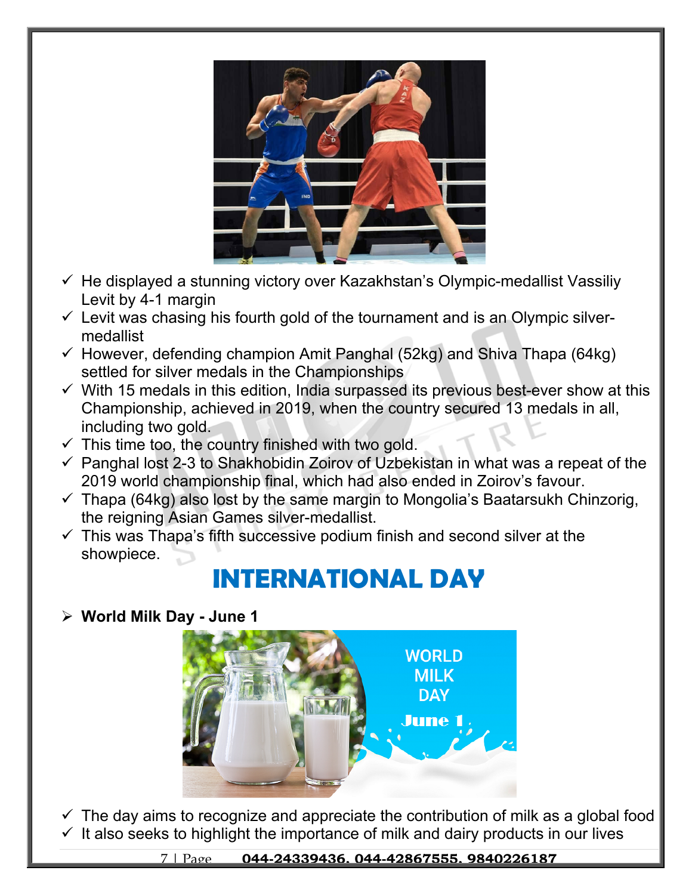- ✓ He displayed a stunning victory over Kazakhstan's Olympic-medallist Vassiliy Levit by 4-1 margin
- ✓ Levit was chasing his fourth gold of the tournament and is an Olympic silver-medallist
- ✓ However, defending champion Amit Panghal (52kg) and Shiva Thapa (64kg) settled for silver medals in the Championships
- ✓ With 15 medals in this edition, India surpassed its previous best-ever show at this Championship, achieved in 2019, when the country secured 13 medals in all, including two gold.
- ✓ This time too, the country finished with two gold.
- ✓ Panghal lost 2-3 to Shakhobidin Zoirov of Uzbekistan in what was a repeat of the 2019 world championship final, which had also ended in Zoirov's favour.
- ✓ Thapa (64kg) also lost by the same margin to Mongolia's Baatarsukh Chinzorig, the reigning Asian Games silver-medallist.
- ✓ This was Thapa's fifth successive podium finish and second silver at the showpiece.

# INTERNATIONAL DAY

- **World Milk Day - June 1**

- ✓ The day aims to recognize and appreciate the contribution of milk as a global food
- ✓ It also seeks to highlight the importance of milk and dairy products in our lives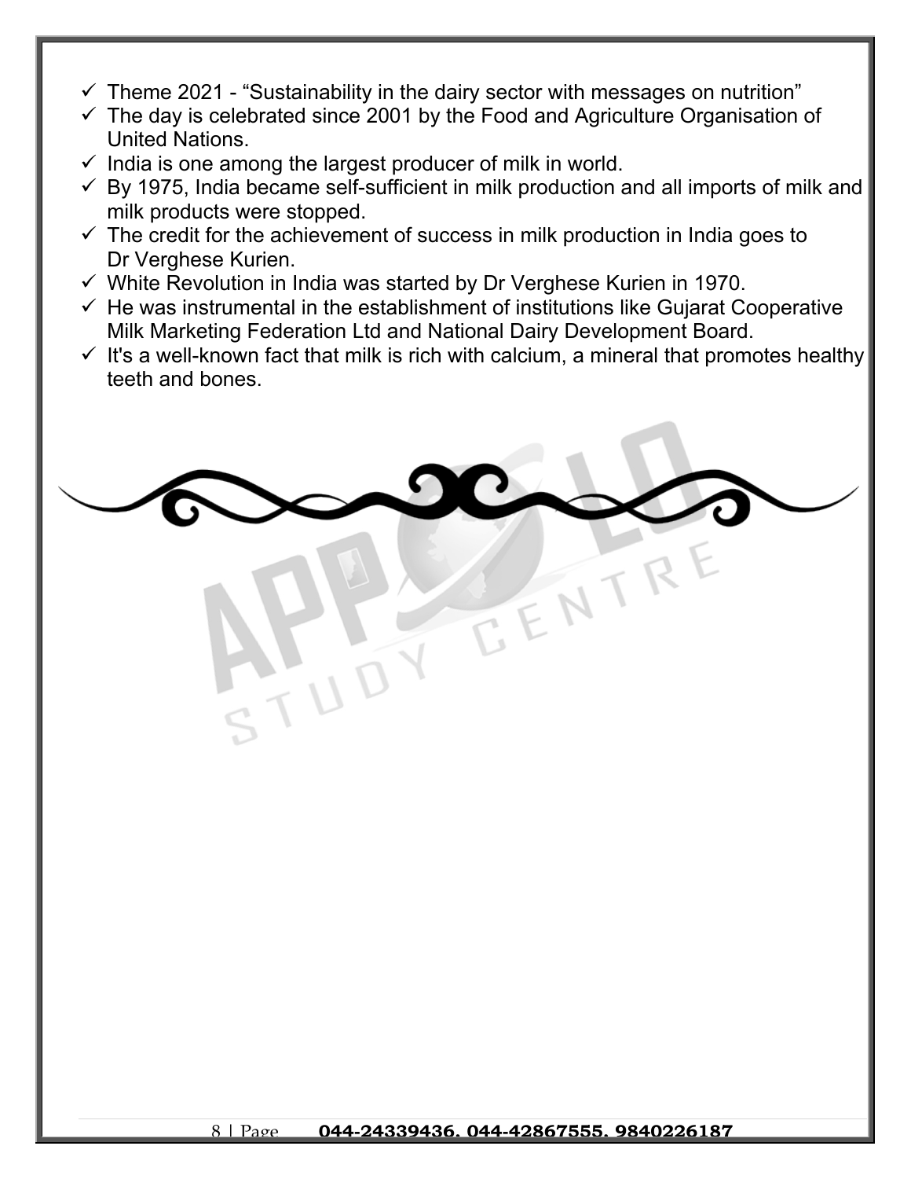- Theme 2021 - "Sustainability in the dairy sector with messages on nutrition"
- The day is celebrated since 2001 by the Food and Agriculture Organisation of United Nations.
- India is one among the largest producer of milk in world.
- By 1975, India became self-sufficient in milk production and all imports of milk and milk products were stopped.
- The credit for the achievement of success in milk production in India goes to Dr Verghese Kurien.
- White Revolution in India was started by Dr Verghese Kurien in 1970.
- He was instrumental in the establishment of institutions like Gujarat Cooperative Milk Marketing Federation Ltd and National Dairy Development Board.
- It's a well-known fact that milk is rich with calcium, a mineral that promotes healthy teeth and bones.